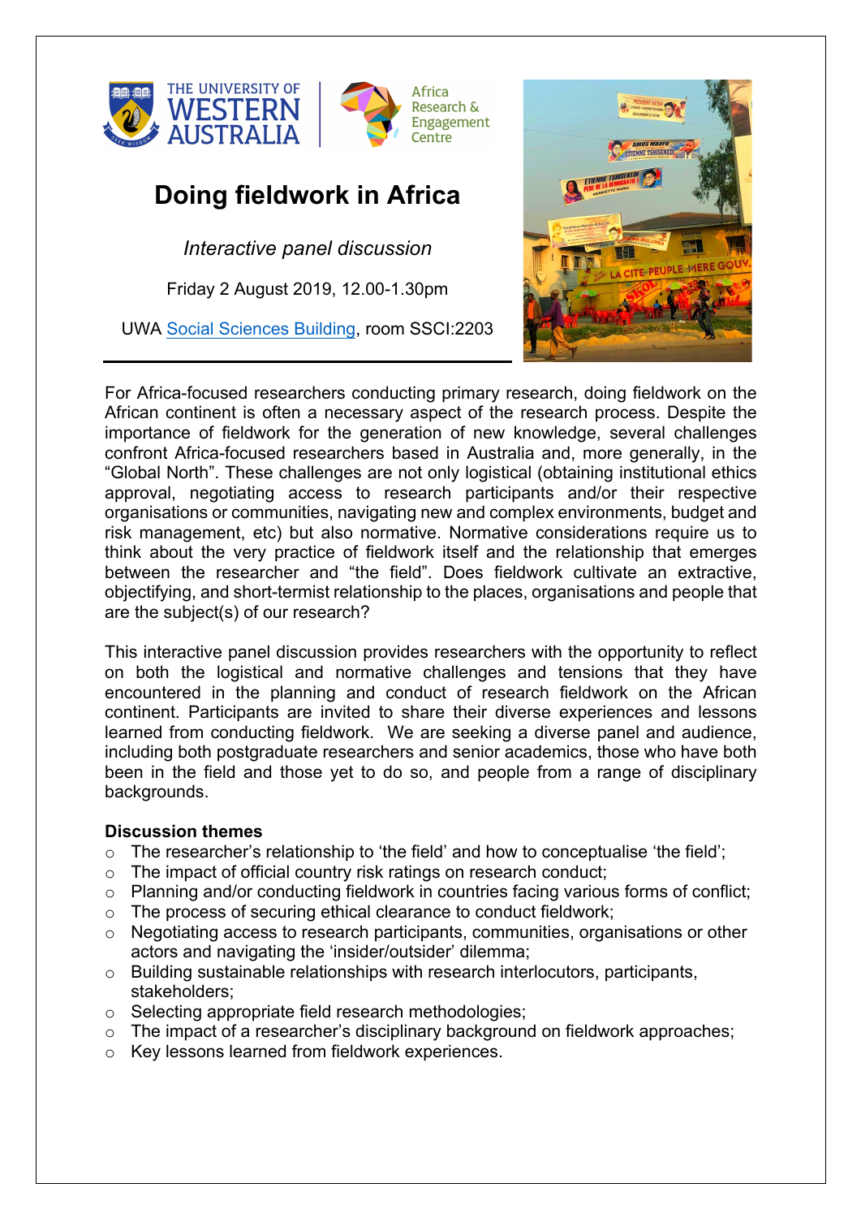# Doing fieldwork in Africa

*Interactive panel discussion*

Friday 2 August 2019, 12.00-1.30pm

UWA Social Sciences Building, room SSCI:2203

For Africa-focused researchers conducting primary research, doing fieldwork on the African continent is often a necessary aspect of the research process. Despite the importance of fieldwork for the generation of new knowledge, several challenges confront Africa-focused researchers based in Australia and, more generally, in the "Global North". These challenges are not only logistical (obtaining institutional ethics approval, negotiating access to research participants and/or their respective organisations or communities, navigating new and complex environments, budget and risk management, etc) but also normative. Normative considerations require us to think about the very practice of fieldwork itself and the relationship that emerges between the researcher and "the field". Does fieldwork cultivate an extractive, objectifying, and short-termist relationship to the places, organisations and people that are the subject(s) of our research?

This interactive panel discussion provides researchers with the opportunity to reflect on both the logistical and normative challenges and tensions that they have encountered in the planning and conduct of research fieldwork on the African continent. Participants are invited to share their diverse experiences and lessons learned from conducting fieldwork. We are seeking a diverse panel and audience, including both postgraduate researchers and senior academics, those who have both been in the field and those yet to do so, and people from a range of disciplinary backgrounds.

**Discussion themes**

- The researcher's relationship to 'the field' and how to conceptualise 'the field';
- The impact of official country risk ratings on research conduct;
- Planning and/or conducting fieldwork in countries facing various forms of conflict;
- The process of securing ethical clearance to conduct fieldwork;
- Negotiating access to research participants, communities, organisations or other actors and navigating the 'insider/outsider' dilemma;
- Building sustainable relationships with research interlocutors, participants, stakeholders;
- Selecting appropriate field research methodologies;
- The impact of a researcher's disciplinary background on fieldwork approaches;
- Key lessons learned from fieldwork experiences.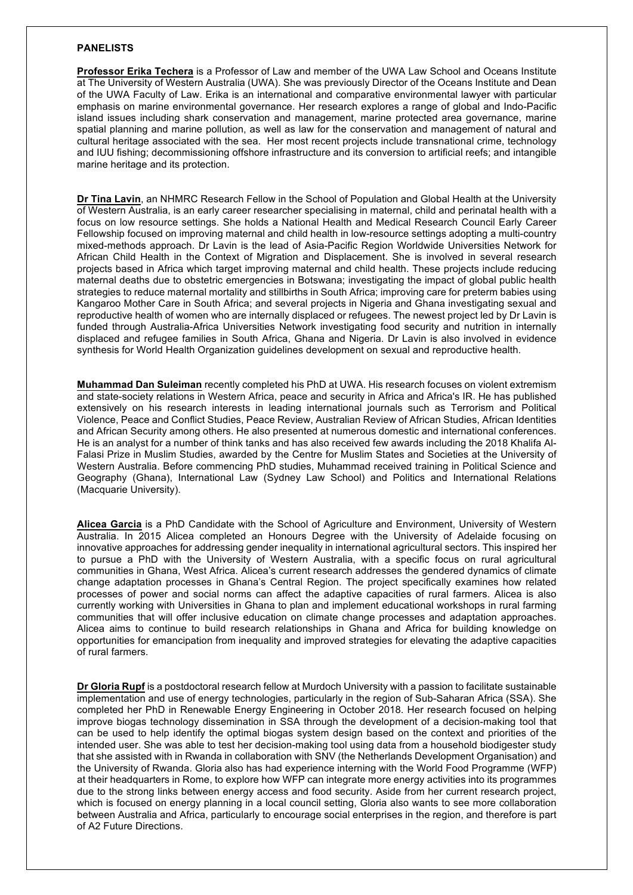**PANELISTS**

**Professor Erika Techera** is a Professor of Law and member of the UWA Law School and Oceans Institute at The University of Western Australia (UWA). She was previously Director of the Oceans Institute and Dean of the UWA Faculty of Law. Erika is an international and comparative environmental lawyer with particular emphasis on marine environmental governance. Her research explores a range of global and Indo-Pacific island issues including shark conservation and management, marine protected area governance, marine spatial planning and marine pollution, as well as law for the conservation and management of natural and cultural heritage associated with the sea. Her most recent projects include transnational crime, technology and IUU fishing; decommissioning offshore infrastructure and its conversion to artificial reefs; and intangible marine heritage and its protection.

**Dr Tina Lavin**, an NHMRC Research Fellow in the School of Population and Global Health at the University of Western Australia, is an early career researcher specialising in maternal, child and perinatal health with a focus on low resource settings. She holds a National Health and Medical Research Council Early Career Fellowship focused on improving maternal and child health in low-resource settings adopting a multi-country mixed-methods approach. Dr Lavin is the lead of Asia-Pacific Region Worldwide Universities Network for African Child Health in the Context of Migration and Displacement. She is involved in several research projects based in Africa which target improving maternal and child health. These projects include reducing maternal deaths due to obstetric emergencies in Botswana; investigating the impact of global public health strategies to reduce maternal mortality and stillbirths in South Africa; improving care for preterm babies using Kangaroo Mother Care in South Africa; and several projects in Nigeria and Ghana investigating sexual and reproductive health of women who are internally displaced or refugees. The newest project led by Dr Lavin is funded through Australia-Africa Universities Network investigating food security and nutrition in internally displaced and refugee families in South Africa, Ghana and Nigeria. Dr Lavin is also involved in evidence synthesis for World Health Organization guidelines development on sexual and reproductive health.

**Muhammad Dan Suleiman** recently completed his PhD at UWA. His research focuses on violent extremism and state-society relations in Western Africa, peace and security in Africa and Africa's IR. He has published extensively on his research interests in leading international journals such as Terrorism and Political Violence, Peace and Conflict Studies, Peace Review, Australian Review of African Studies, African Identities and African Security among others. He also presented at numerous domestic and international conferences. He is an analyst for a number of think tanks and has also received few awards including the 2018 Khalifa Al-Falasi Prize in Muslim Studies, awarded by the Centre for Muslim States and Societies at the University of Western Australia. Before commencing PhD studies, Muhammad received training in Political Science and Geography (Ghana), International Law (Sydney Law School) and Politics and International Relations (Macquarie University).

**Alicea Garcia** is a PhD Candidate with the School of Agriculture and Environment, University of Western Australia. In 2015 Alicea completed an Honours Degree with the University of Adelaide focusing on innovative approaches for addressing gender inequality in international agricultural sectors. This inspired her to pursue a PhD with the University of Western Australia, with a specific focus on rural agricultural communities in Ghana, West Africa. Alicea's current research addresses the gendered dynamics of climate change adaptation processes in Ghana's Central Region. The project specifically examines how related processes of power and social norms can affect the adaptive capacities of rural farmers. Alicea is also currently working with Universities in Ghana to plan and implement educational workshops in rural farming communities that will offer inclusive education on climate change processes and adaptation approaches. Alicea aims to continue to build research relationships in Ghana and Africa for building knowledge on opportunities for emancipation from inequality and improved strategies for elevating the adaptive capacities of rural farmers.

**Dr Gloria Rupf** is a postdoctoral research fellow at Murdoch University with a passion to facilitate sustainable implementation and use of energy technologies, particularly in the region of Sub-Saharan Africa (SSA). She completed her PhD in Renewable Energy Engineering in October 2018. Her research focused on helping improve biogas technology dissemination in SSA through the development of a decision-making tool that can be used to help identify the optimal biogas system design based on the context and priorities of the intended user. She was able to test her decision-making tool using data from a household biodigester study that she assisted with in Rwanda in collaboration with SNV (the Netherlands Development Organisation) and the University of Rwanda. Gloria also has had experience interning with the World Food Programme (WFP) at their headquarters in Rome, to explore how WFP can integrate more energy activities into its programmes due to the strong links between energy access and food security. Aside from her current research project, which is focused on energy planning in a local council setting, Gloria also wants to see more collaboration between Australia and Africa, particularly to encourage social enterprises in the region, and therefore is part of A2 Future Directions.